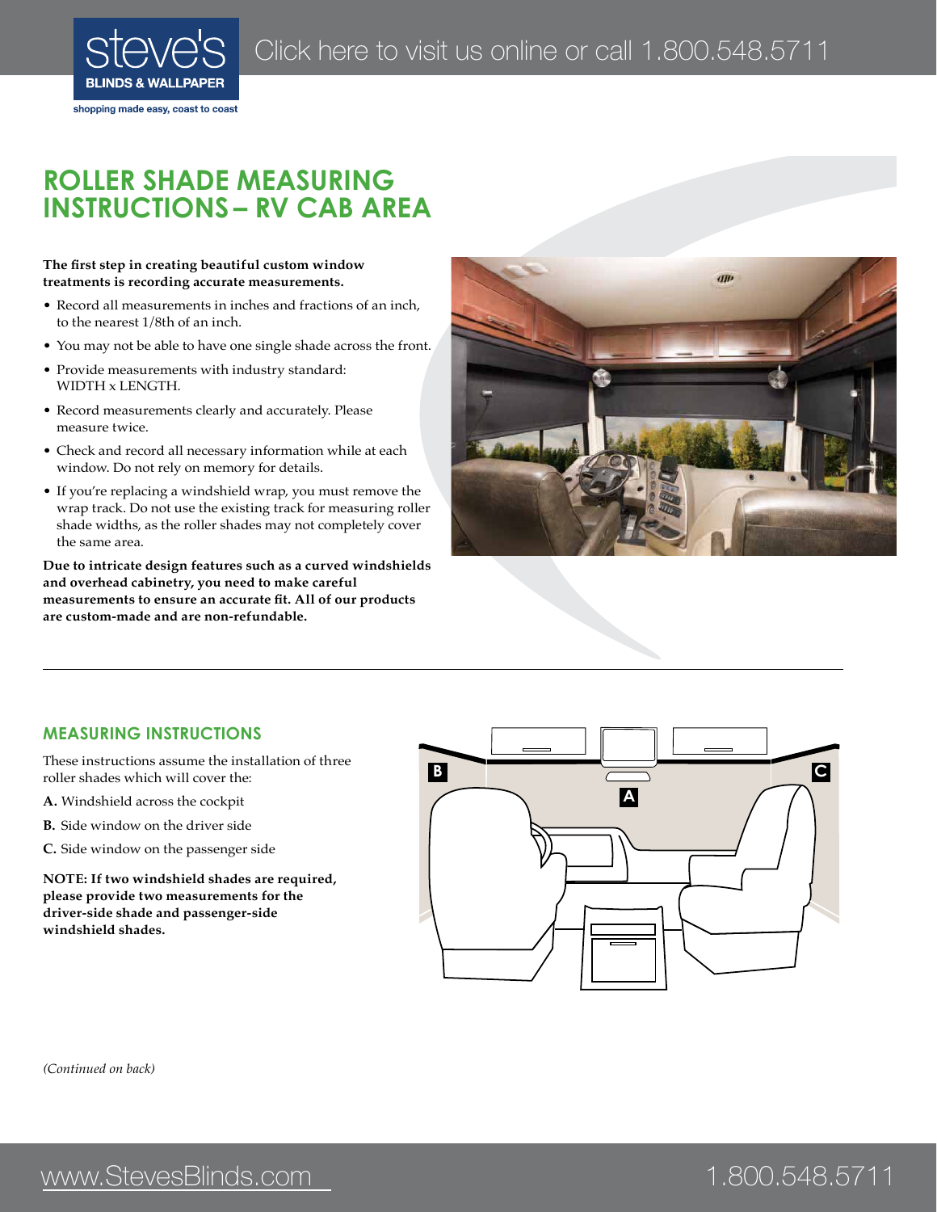# ROLLER SHADE MEASURING INSTRUCTIONS – RV CAB AREA

**The first step in creating beautiful custom window treatments is recording accurate measurements.**

- Record all measurements in inches and fractions of an inch, to the nearest 1/8th of an inch.
- You may not be able to have one single shade across the front.
- Provide measurements with industry standard: WIDTH x LENGTH.
- Record measurements clearly and accurately. Please measure twice.
- Check and record all necessary information while at each window. Do not rely on memory for details.
- If you're replacing a windshield wrap, you must remove the wrap track. Do not use the existing track for measuring roller shade widths, as the roller shades may not completely cover the same area.

**Due to intricate design features such as a curved windshields and overhead cabinetry, you need to make careful measurements to ensure an accurate fit. All of our products are custom-made and are non-refundable.**

## MEASURING INSTRUCTIONS

These instructions assume the installation of three roller shades which will cover the:

**A.** Windshield across the cockpit

**B.** Side window on the driver side

**C.** Side window on the passenger side

**NOTE: If two windshield shades are required, please provide two measurements for the driver-side shade and passenger-side windshield shades.**

*(Continued on back)*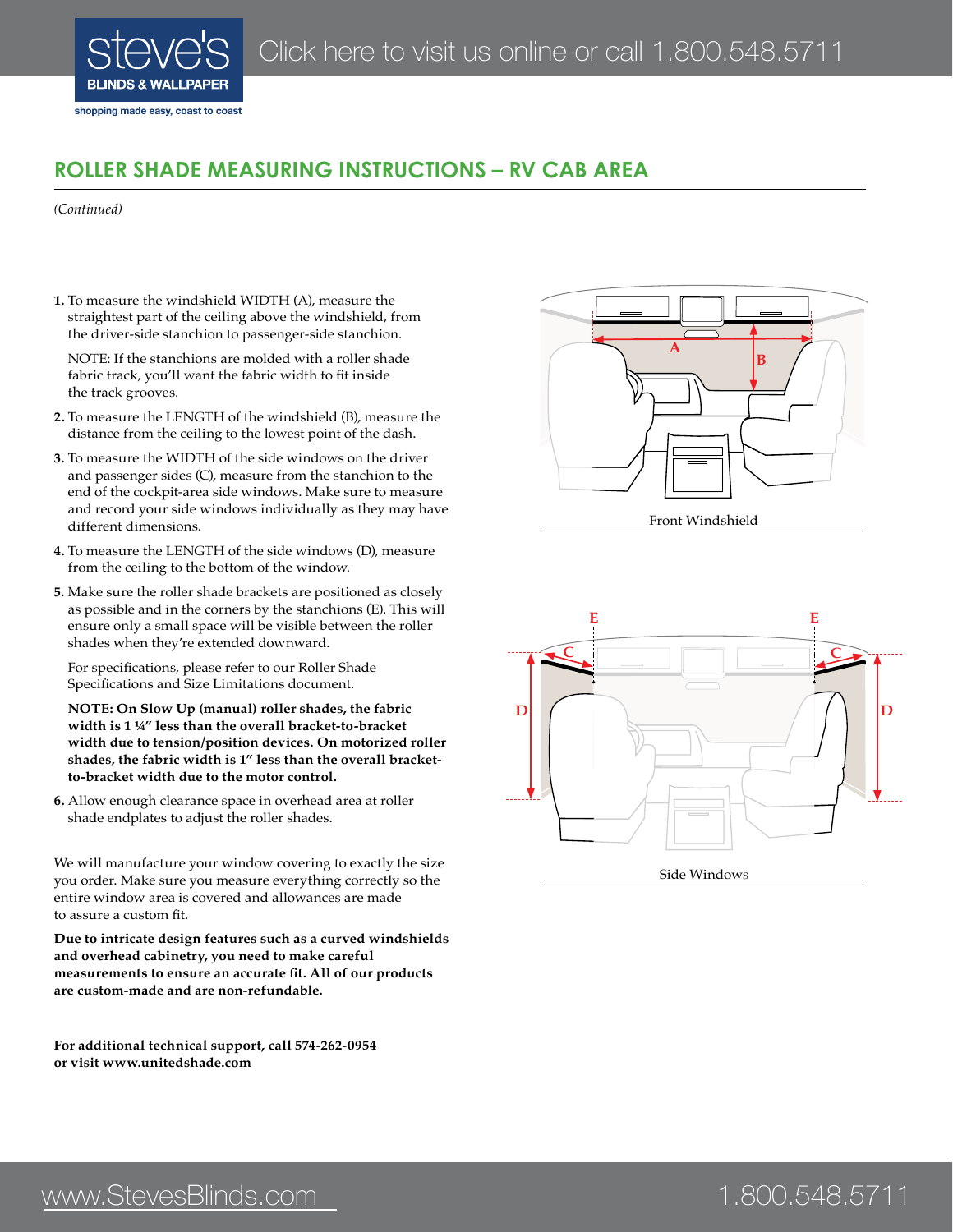## ROLLER SHADE MEASURING INSTRUCTIONS – RV CAB AREA

*(Continued)*

1. To measure the windshield WIDTH (A), measure the straightest part of the ceiling above the windshield, from the driver-side stanchion to passenger-side stanchion.

   NOTE: If the stanchions are molded with a roller shade fabric track, you'll want the fabric width to fit inside the track grooves.

2. To measure the LENGTH of the windshield (B), measure the distance from the ceiling to the lowest point of the dash.

3. To measure the WIDTH of the side windows on the driver and passenger sides (C), measure from the stanchion to the end of the cockpit-area side windows. Make sure to measure and record your side windows individually as they may have different dimensions.

4. To measure the LENGTH of the side windows (D), measure from the ceiling to the bottom of the window.

5. Make sure the roller shade brackets are positioned as closely as possible and in the corners by the stanchions (E). This will ensure only a small space will be visible between the roller shades when they're extended downward.

   For specifications, please refer to our Roller Shade Specifications and Size Limitations document.

   **NOTE: On Slow Up (manual) roller shades, the fabric width is 1 ¼" less than the overall bracket-to-bracket width due to tension/position devices. On motorized roller shades, the fabric width is 1" less than the overall bracket-to-bracket width due to the motor control.**

6. Allow enough clearance space in overhead area at roller shade endplates to adjust the roller shades.

A

B

Front Windshield

E

E

C

C

D

D

Side Windows

We will manufacture your window covering to exactly the size you order. Make sure you measure everything correctly so the entire window area is covered and allowances are made to assure a custom fit.

**Due to intricate design features such as a curved windshields and overhead cabinetry, you need to make careful measurements to ensure an accurate fit. All of our products are custom-made and are non-refundable.**

**For additional technical support, call 574-262-0954 or visit www.unitedshade.com**